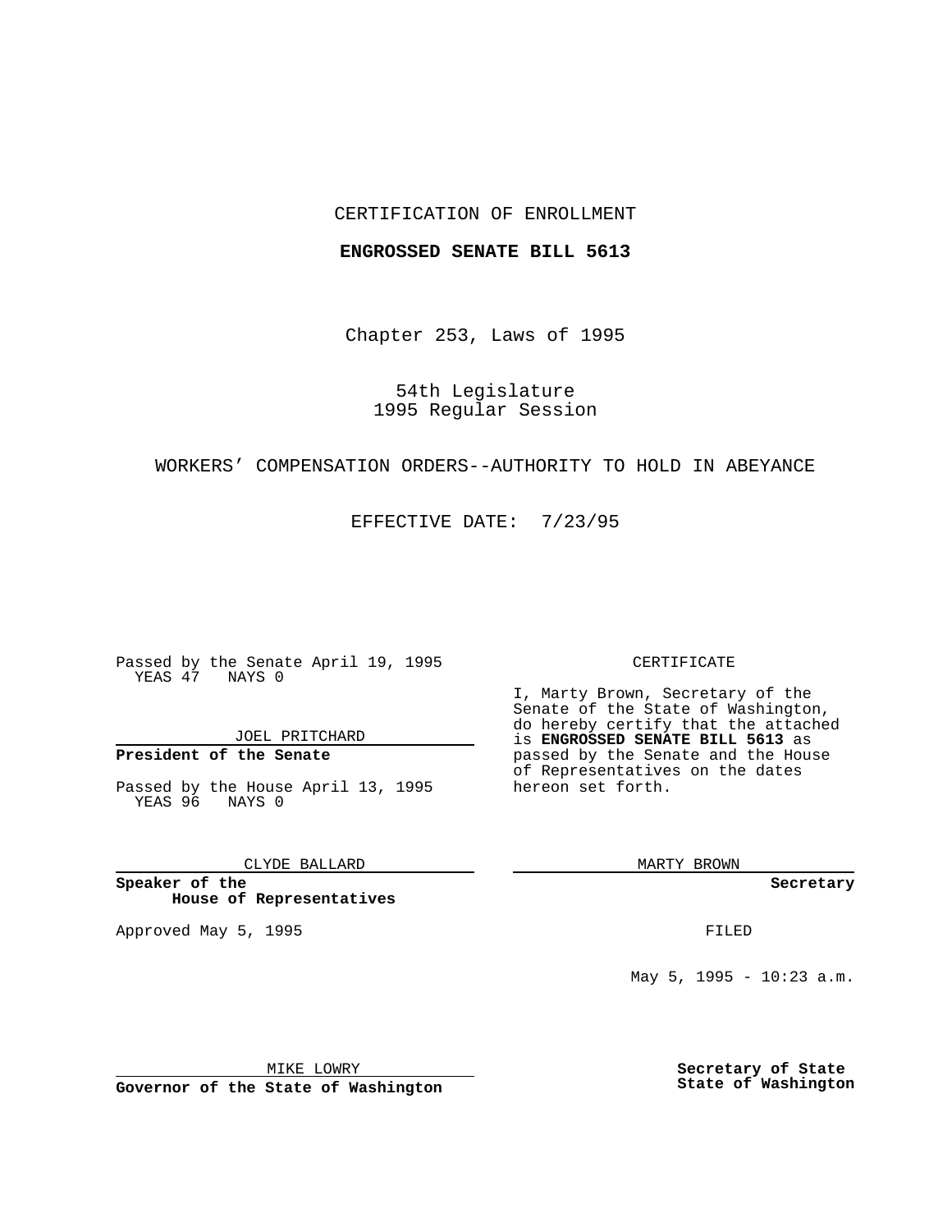CERTIFICATION OF ENROLLMENT

**ENGROSSED SENATE BILL 5613**

Chapter 253, Laws of 1995

54th Legislature
1995 Regular Session

WORKERS' COMPENSATION ORDERS--AUTHORITY TO HOLD IN ABEYANCE

EFFECTIVE DATE: 7/23/95

Passed by the Senate April 19, 1995
YEAS 47 NAYS 0

JOEL PRITCHARD

**President of the Senate**

Passed by the House April 13, 1995
YEAS 96 NAYS 0

CLYDE BALLARD

**Speaker of the House of Representatives**

Approved May 5, 1995

MIKE LOWRY

**Governor of the State of Washington**

CERTIFICATE

I, Marty Brown, Secretary of the Senate of the State of Washington, do hereby certify that the attached is **ENGROSSED SENATE BILL 5613** as passed by the Senate and the House of Representatives on the dates hereon set forth.

MARTY BROWN

**Secretary**

FILED

May 5, 1995 - 10:23 a.m.

**Secretary of State**
**State of Washington**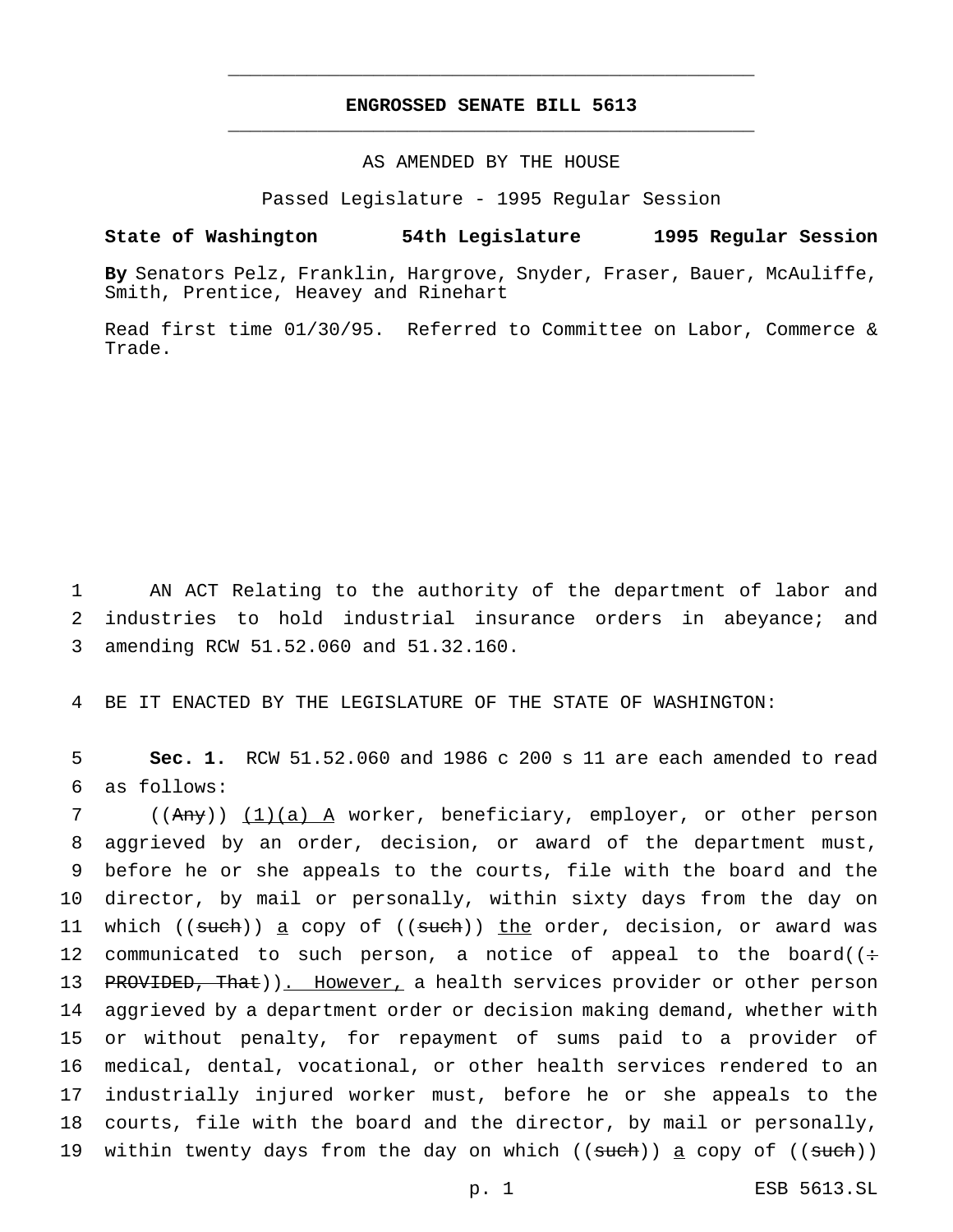# ENGROSSED SENATE BILL 5613

AS AMENDED BY THE HOUSE

Passed Legislature - 1995 Regular Session

**State of Washington 54th Legislature 1995 Regular Session**

**By** Senators Pelz, Franklin, Hargrove, Snyder, Fraser, Bauer, McAuliffe, Smith, Prentice, Heavey and Rinehart

Read first time 01/30/95. Referred to Committee on Labor, Commerce & Trade.

1 AN ACT Relating to the authority of the department of labor and
2 industries to hold industrial insurance orders in abeyance; and
3 amending RCW 51.52.060 and 51.32.160.

4 BE IT ENACTED BY THE LEGISLATURE OF THE STATE OF WASHINGTON:

5 **Sec. 1.** RCW 51.52.060 and 1986 c 200 s 11 are each amended to read
6 as follows:

7 ((~~Any~~)) <u>(1)(a) A</u> worker, beneficiary, employer, or other person
8 aggrieved by an order, decision, or award of the department must,
9 before he or she appeals to the courts, file with the board and the
10 director, by mail or personally, within sixty days from the day on
11 which ((~~such~~)) <u>a</u> copy of ((~~such~~)) <u>the</u> order, decision, or award was
12 communicated to such person, a notice of appeal to the board((~~:~~
13 ~~PROVIDED, That~~))<u>. However,</u> a health services provider or other person
14 aggrieved by a department order or decision making demand, whether with
15 or without penalty, for repayment of sums paid to a provider of
16 medical, dental, vocational, or other health services rendered to an
17 industrially injured worker must, before he or she appeals to the
18 courts, file with the board and the director, by mail or personally,
19 within twenty days from the day on which ((~~such~~)) <u>a</u> copy of ((~~such~~))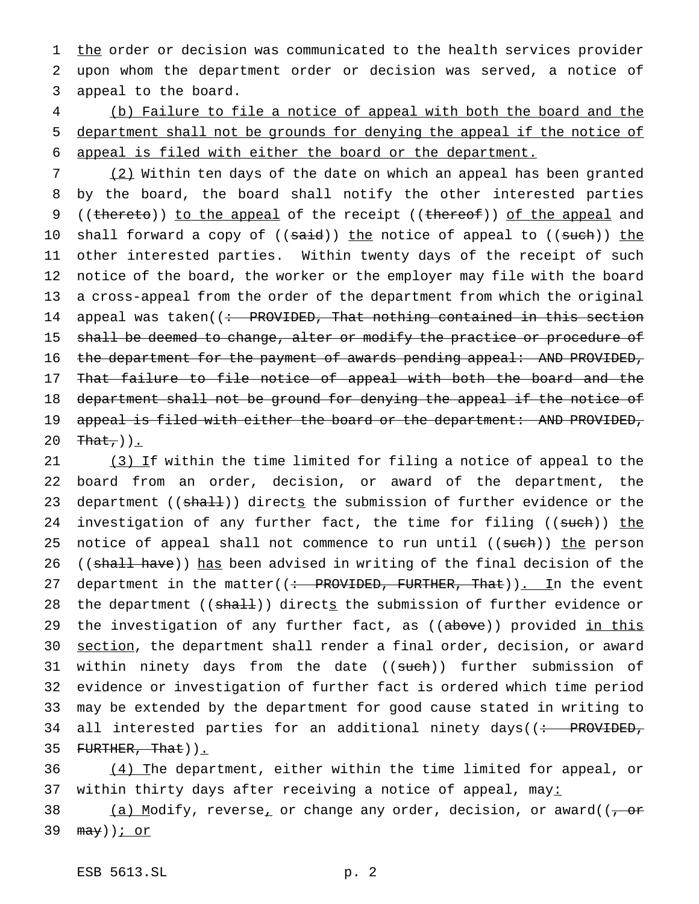the order or decision was communicated to the health services provider upon whom the department order or decision was served, a notice of appeal to the board.

(b) Failure to file a notice of appeal with both the board and the department shall not be grounds for denying the appeal if the notice of appeal is filed with either the board or the department.

(2) Within ten days of the date on which an appeal has been granted by the board, the board shall notify the other interested parties ((thereto)) to the appeal of the receipt ((thereof)) of the appeal and shall forward a copy of ((said)) the notice of appeal to ((such)) the other interested parties. Within twenty days of the receipt of such notice of the board, the worker or the employer may file with the board a cross-appeal from the order of the department from which the original appeal was taken((: PROVIDED, That nothing contained in this section shall be deemed to change, alter or modify the practice or procedure of the department for the payment of awards pending appeal: AND PROVIDED, That failure to file notice of appeal with both the board and the department shall not be ground for denying the appeal if the notice of appeal is filed with either the board or the department: AND PROVIDED, That,)).

(3) If within the time limited for filing a notice of appeal to the board from an order, decision, or award of the department, the department ((shall)) directs the submission of further evidence or the investigation of any further fact, the time for filing ((such)) the notice of appeal shall not commence to run until ((such)) the person ((shall have)) has been advised in writing of the final decision of the department in the matter((: PROVIDED, FURTHER, That)). In the event the department ((shall)) directs the submission of further evidence or the investigation of any further fact, as ((above)) provided in this section, the department shall render a final order, decision, or award within ninety days from the date ((such)) further submission of evidence or investigation of further fact is ordered which time period may be extended by the department for good cause stated in writing to all interested parties for an additional ninety days((: PROVIDED, FURTHER, That)).

(4) The department, either within the time limited for appeal, or within thirty days after receiving a notice of appeal, may:

(a) Modify, reverse, or change any order, decision, or award((, or may)); or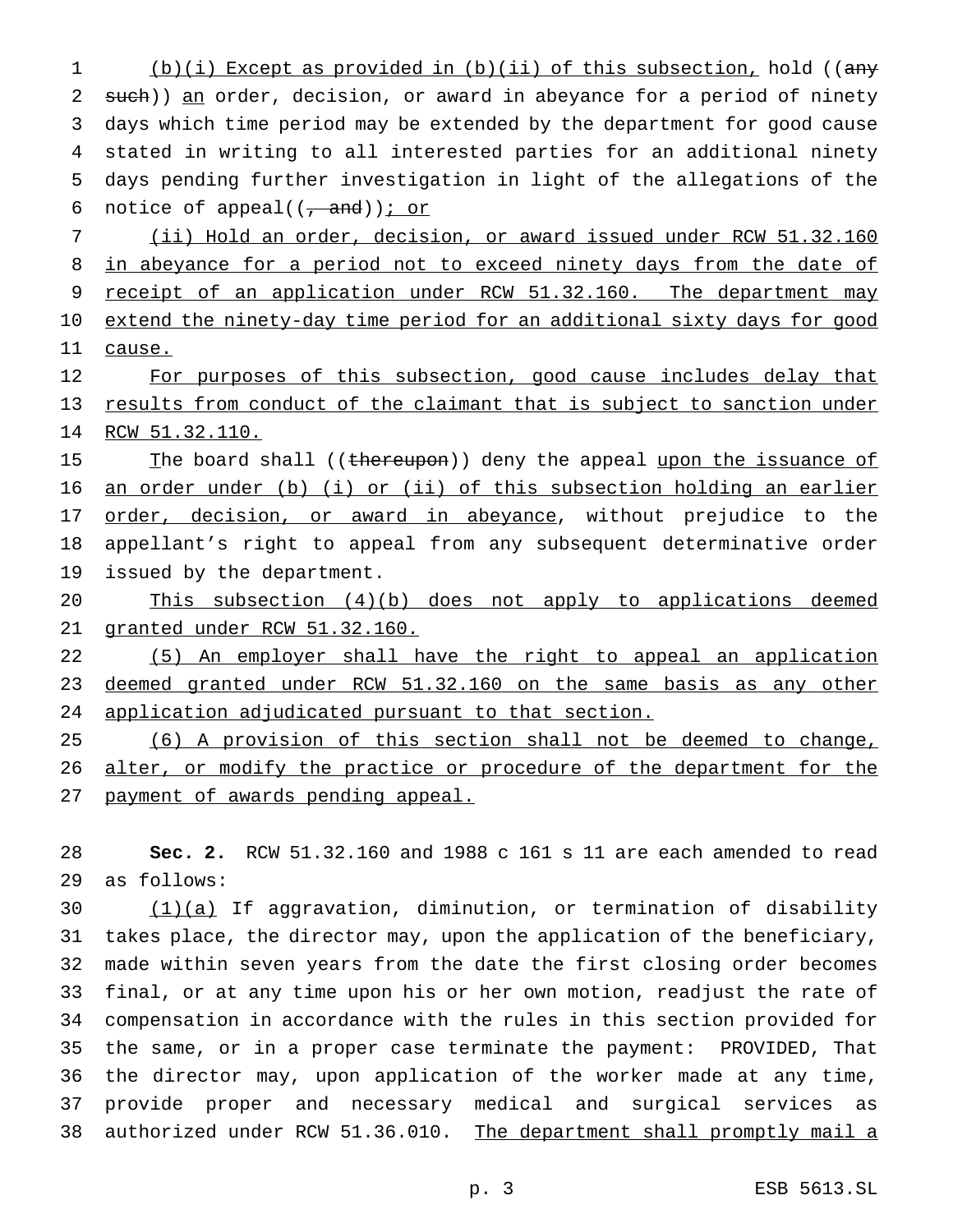(b)(i) Except as provided in (b)(ii) of this subsection, hold ((any such)) an order, decision, or award in abeyance for a period of ninety days which time period may be extended by the department for good cause stated in writing to all interested parties for an additional ninety days pending further investigation in light of the allegations of the notice of appeal((, and)); or

(ii) Hold an order, decision, or award issued under RCW 51.32.160 in abeyance for a period not to exceed ninety days from the date of receipt of an application under RCW 51.32.160. The department may extend the ninety-day time period for an additional sixty days for good cause.

For purposes of this subsection, good cause includes delay that results from conduct of the claimant that is subject to sanction under RCW 51.32.110.

The board shall ((thereupon)) deny the appeal upon the issuance of an order under (b) (i) or (ii) of this subsection holding an earlier order, decision, or award in abeyance, without prejudice to the appellant's right to appeal from any subsequent determinative order issued by the department.

This subsection (4)(b) does not apply to applications deemed granted under RCW 51.32.160.

(5) An employer shall have the right to appeal an application deemed granted under RCW 51.32.160 on the same basis as any other application adjudicated pursuant to that section.

(6) A provision of this section shall not be deemed to change, alter, or modify the practice or procedure of the department for the payment of awards pending appeal.

**Sec. 2.** RCW 51.32.160 and 1988 c 161 s 11 are each amended to read as follows:

(1)(a) If aggravation, diminution, or termination of disability takes place, the director may, upon the application of the beneficiary, made within seven years from the date the first closing order becomes final, or at any time upon his or her own motion, readjust the rate of compensation in accordance with the rules in this section provided for the same, or in a proper case terminate the payment: PROVIDED, That the director may, upon application of the worker made at any time, provide proper and necessary medical and surgical services as authorized under RCW 51.36.010. The department shall promptly mail a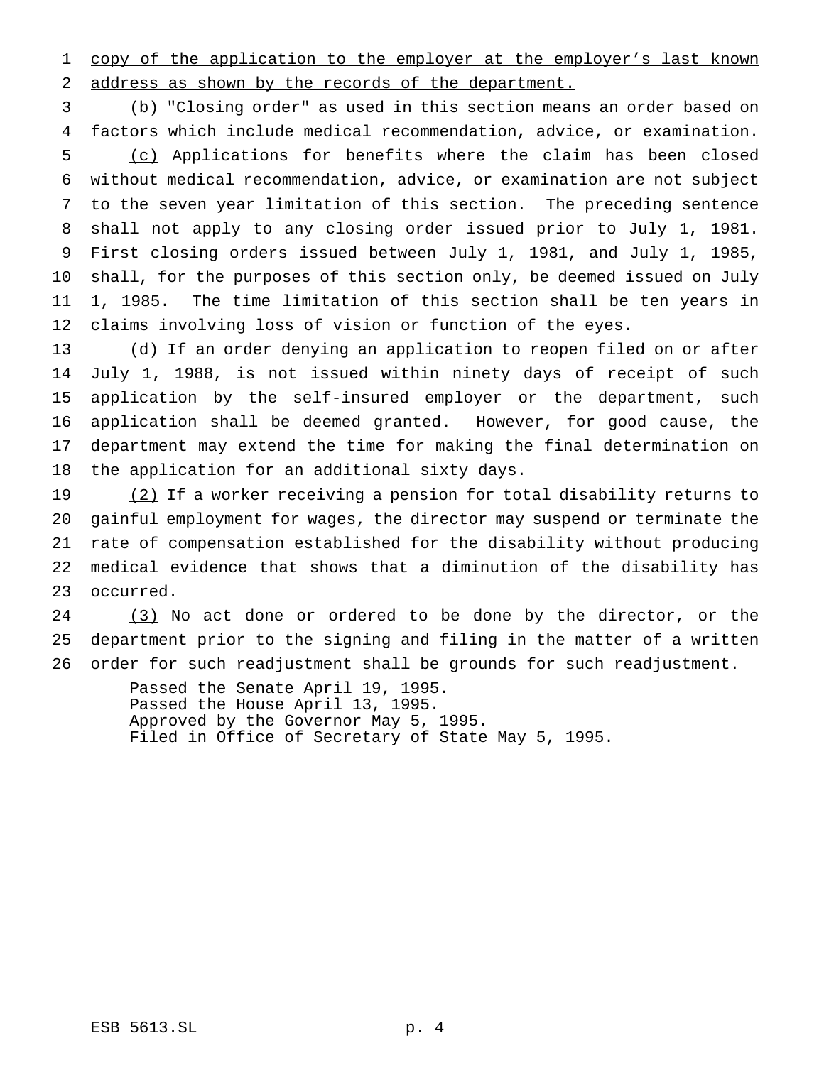copy of the application to the employer at the employer's last known address as shown by the records of the department.

(b) "Closing order" as used in this section means an order based on factors which include medical recommendation, advice, or examination.

(c) Applications for benefits where the claim has been closed without medical recommendation, advice, or examination are not subject to the seven year limitation of this section. The preceding sentence shall not apply to any closing order issued prior to July 1, 1981. First closing orders issued between July 1, 1981, and July 1, 1985, shall, for the purposes of this section only, be deemed issued on July 1, 1985. The time limitation of this section shall be ten years in claims involving loss of vision or function of the eyes.

(d) If an order denying an application to reopen filed on or after July 1, 1988, is not issued within ninety days of receipt of such application by the self-insured employer or the department, such application shall be deemed granted. However, for good cause, the department may extend the time for making the final determination on the application for an additional sixty days.

(2) If a worker receiving a pension for total disability returns to gainful employment for wages, the director may suspend or terminate the rate of compensation established for the disability without producing medical evidence that shows that a diminution of the disability has occurred.

(3) No act done or ordered to be done by the director, or the department prior to the signing and filing in the matter of a written order for such readjustment shall be grounds for such readjustment.

Passed the Senate April 19, 1995.
Passed the House April 13, 1995.
Approved by the Governor May 5, 1995.
Filed in Office of Secretary of State May 5, 1995.